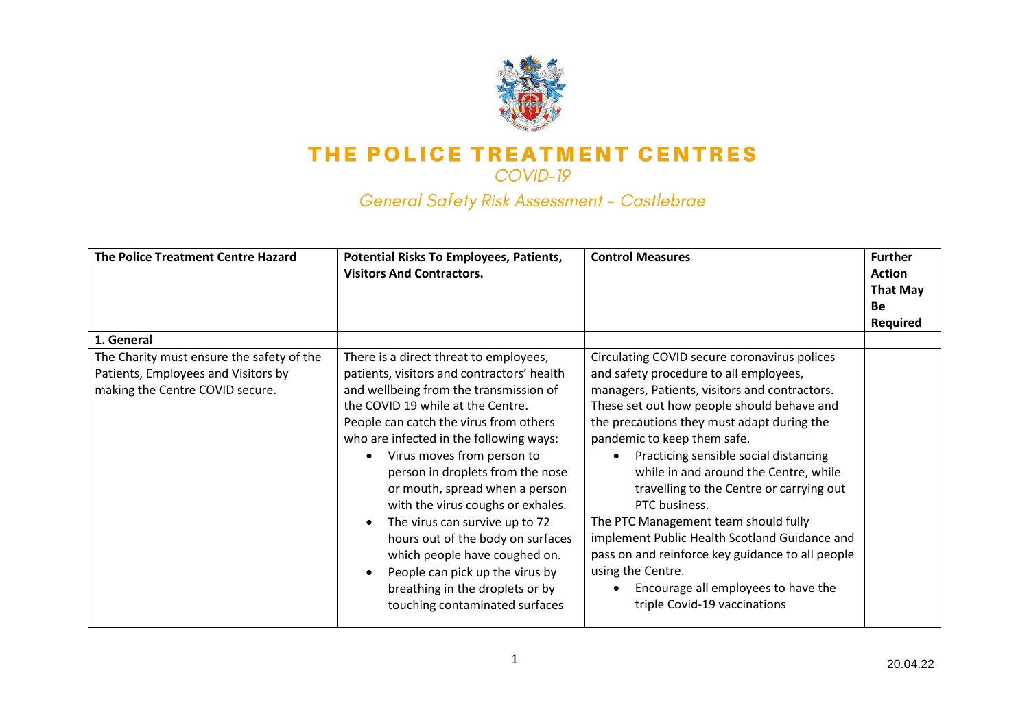# THE POLICE TREATMENT CENTRES

## COVID-19

## General Safety Risk Assessment - Castlebrae

| The Police Treatment Centre Hazard | Potential Risks To Employees, Patients, Visitors And Contractors. | Control Measures | Further Action That May Be Required |
|---|---|---|---|
| **1. General** | | | |
| The Charity must ensure the safety of the Patients, Employees and Visitors by making the Centre COVID secure. | There is a direct threat to employees, patients, visitors and contractors' health and wellbeing from the transmission of the COVID 19 while at the Centre. People can catch the virus from others who are infected in the following ways:<br>• Virus moves from person to person in droplets from the nose or mouth, spread when a person with the virus coughs or exhales.<br>• The virus can survive up to 72 hours out of the body on surfaces which people have coughed on.<br>• People can pick up the virus by breathing in the droplets or by touching contaminated surfaces | Circulating COVID secure coronavirus polices and safety procedure to all employees, managers, Patients, visitors and contractors. These set out how people should behave and the precautions they must adapt during the pandemic to keep them safe.<br>• Practicing sensible social distancing while in and around the Centre, while travelling to the Centre or carrying out PTC business.<br>The PTC Management team should fully implement Public Health Scotland Guidance and pass on and reinforce key guidance to all people using the Centre.<br>• Encourage all employees to have the triple Covid-19 vaccinations | |

20.04.22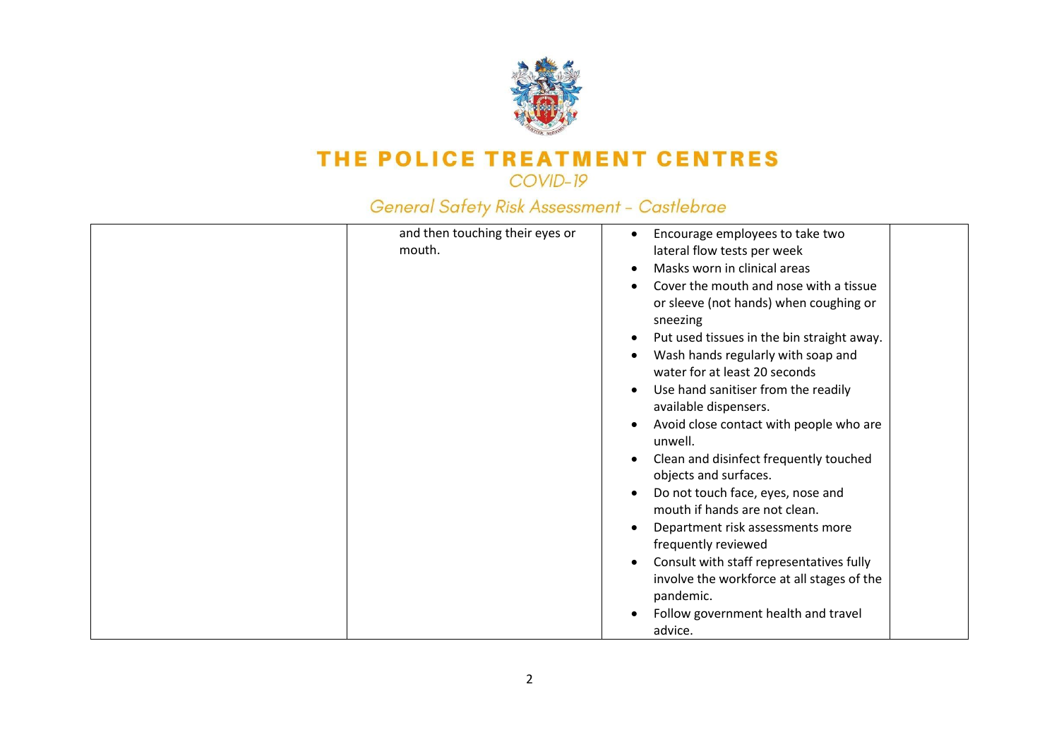| | | | |
|---|---|---|---|
| | and then touching their eyes or mouth. | • Encourage employees to take two lateral flow tests per week<br>• Masks worn in clinical areas<br>• Cover the mouth and nose with a tissue or sleeve (not hands) when coughing or sneezing<br>• Put used tissues in the bin straight away.<br>• Wash hands regularly with soap and water for at least 20 seconds<br>• Use hand sanitiser from the readily available dispensers.<br>• Avoid close contact with people who are unwell.<br>• Clean and disinfect frequently touched objects and surfaces.<br>• Do not touch face, eyes, nose and mouth if hands are not clean.<br>• Department risk assessments more frequently reviewed<br>• Consult with staff representatives fully involve the workforce at all stages of the pandemic.<br>• Follow government health and travel advice. | |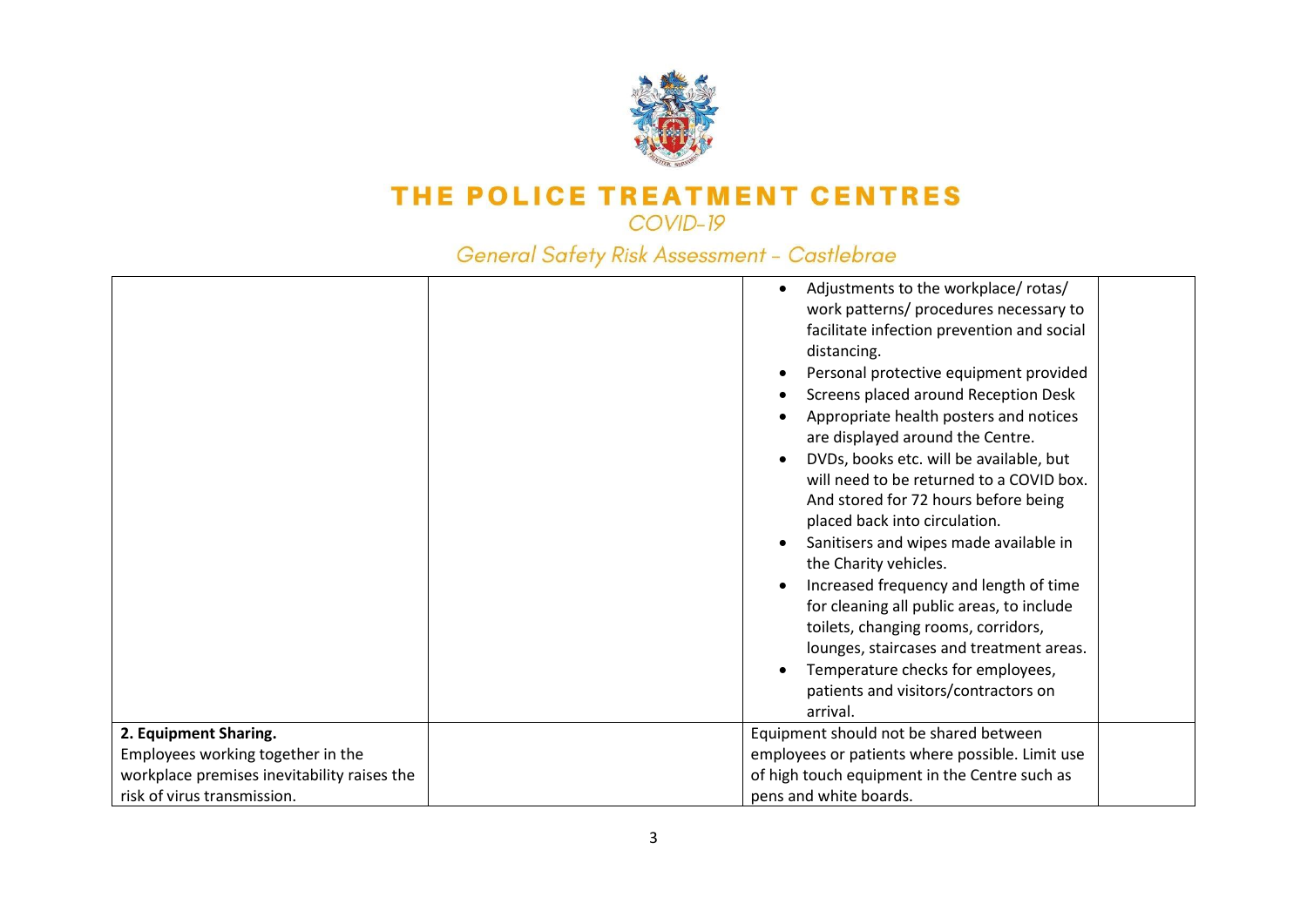| | | | |
|---|---|---|---|
| | | • Adjustments to the workplace/ rotas/ work patterns/ procedures necessary to facilitate infection prevention and social distancing.<br>• Personal protective equipment provided<br>• Screens placed around Reception Desk<br>• Appropriate health posters and notices are displayed around the Centre.<br>• DVDs, books etc. will be available, but will need to be returned to a COVID box. And stored for 72 hours before being placed back into circulation.<br>• Sanitisers and wipes made available in the Charity vehicles.<br>• Increased frequency and length of time for cleaning all public areas, to include toilets, changing rooms, corridors, lounges, staircases and treatment areas.<br>• Temperature checks for employees, patients and visitors/contractors on arrival. | |
| **2. Equipment Sharing.**<br>Employees working together in the workplace premises inevitability raises the risk of virus transmission. | | Equipment should not be shared between employees or patients where possible. Limit use of high touch equipment in the Centre such as pens and white boards. | |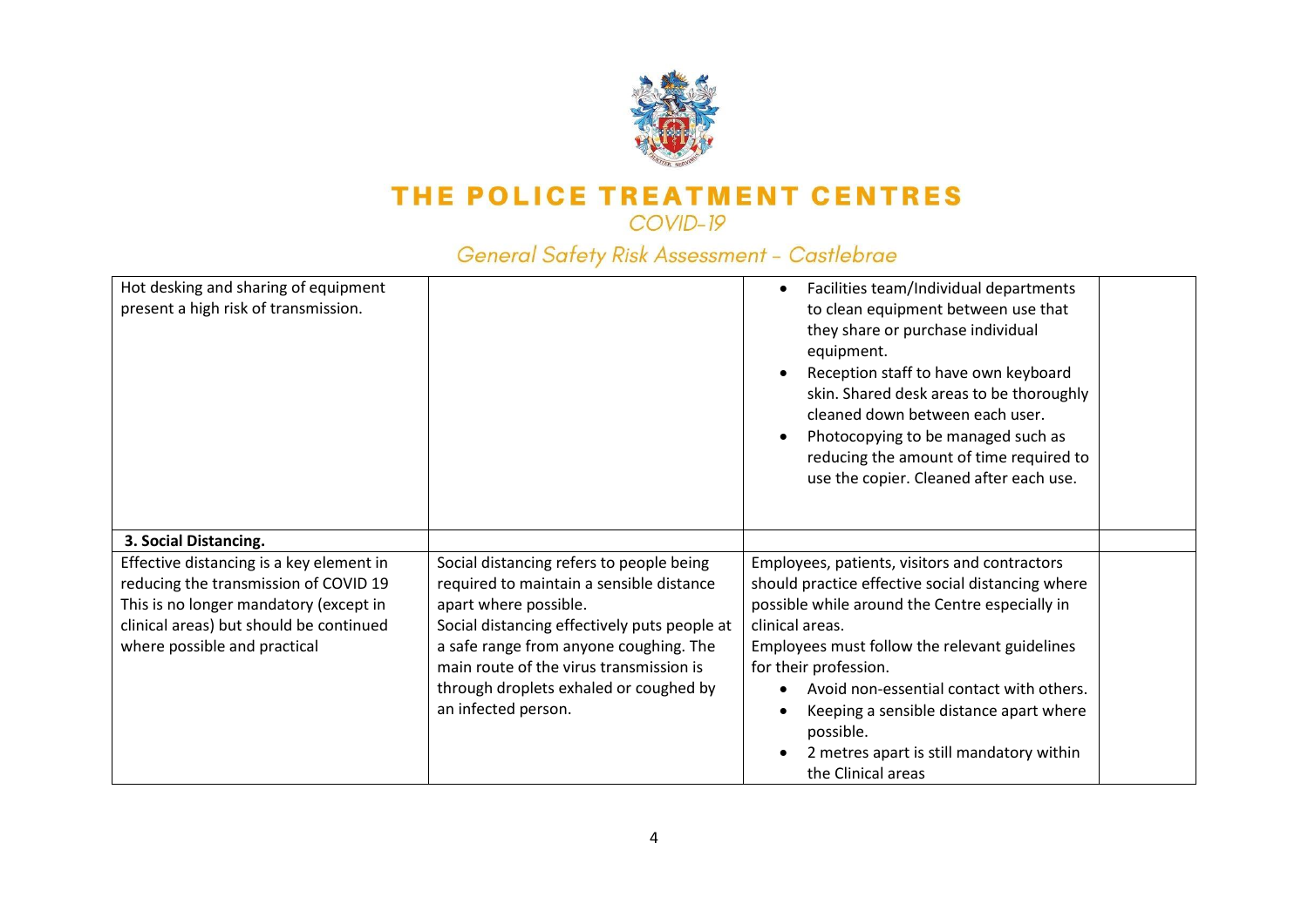| | | | |
|---|---|---|---|
| Hot desking and sharing of equipment present a high risk of transmission. | | • Facilities team/Individual departments to clean equipment between use that they share or purchase individual equipment.<br>• Reception staff to have own keyboard skin. Shared desk areas to be thoroughly cleaned down between each user.<br>• Photocopying to be managed such as reducing the amount of time required to use the copier. Cleaned after each use. | |
| **3. Social Distancing.** | | | |
| Effective distancing is a key element in reducing the transmission of COVID 19 This is no longer mandatory (except in clinical areas) but should be continued where possible and practical | Social distancing refers to people being required to maintain a sensible distance apart where possible.<br>Social distancing effectively puts people at a safe range from anyone coughing. The main route of the virus transmission is through droplets exhaled or coughed by an infected person. | Employees, patients, visitors and contractors should practice effective social distancing where possible while around the Centre especially in clinical areas.<br>Employees must follow the relevant guidelines for their profession.<br>• Avoid non-essential contact with others.<br>• Keeping a sensible distance apart where possible.<br>• 2 metres apart is still mandatory within the Clinical areas | |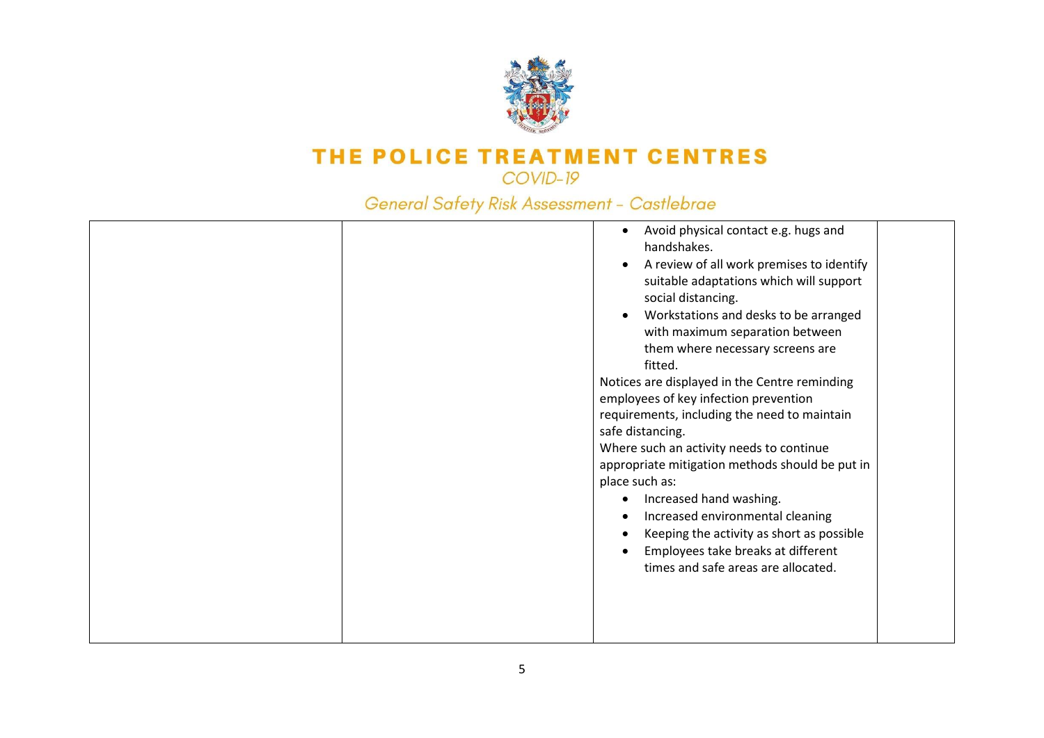| | | | |
|---|---|---|---|
| | | • Avoid physical contact e.g. hugs and handshakes.<br>• A review of all work premises to identify suitable adaptations which will support social distancing.<br>• Workstations and desks to be arranged with maximum separation between them where necessary screens are fitted.<br>Notices are displayed in the Centre reminding employees of key infection prevention requirements, including the need to maintain safe distancing.<br>Where such an activity needs to continue appropriate mitigation methods should be put in place such as:<br>• Increased hand washing.<br>• Increased environmental cleaning<br>• Keeping the activity as short as possible<br>• Employees take breaks at different times and safe areas are allocated. | |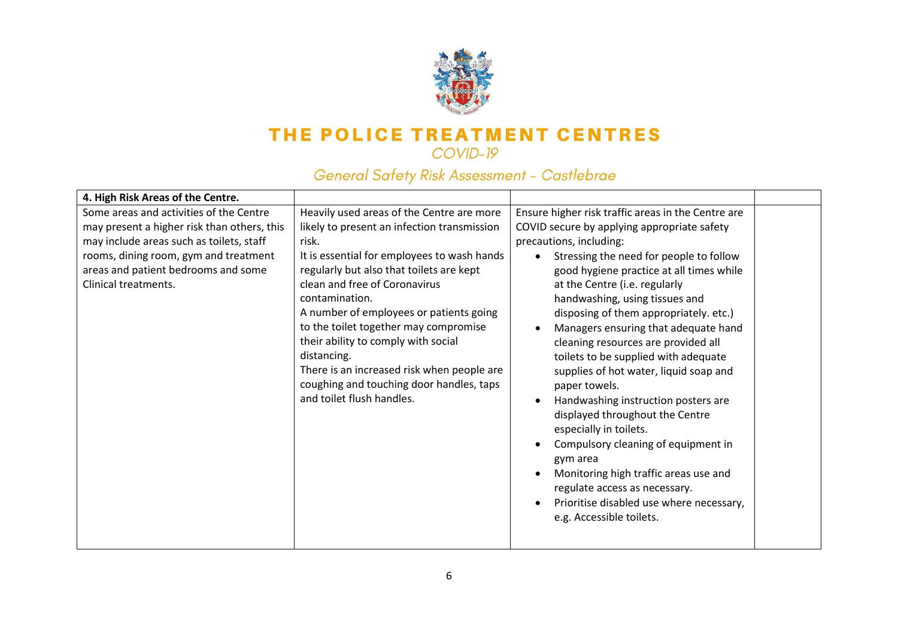# THE POLICE TREATMENT CENTRES

*COVID-19*

*General Safety Risk Assessment - Castlebrae*

| **4. High Risk Areas of the Centre.** | | | |
|---|---|---|---|
| Some areas and activities of the Centre may present a higher risk than others, this may include areas such as toilets, staff rooms, dining room, gym and treatment areas and patient bedrooms and some Clinical treatments. | Heavily used areas of the Centre are more likely to present an infection transmission risk.<br>It is essential for employees to wash hands regularly but also that toilets are kept clean and free of Coronavirus contamination.<br>A number of employees or patients going to the toilet together may compromise their ability to comply with social distancing.<br>There is an increased risk when people are coughing and touching door handles, taps and toilet flush handles. | Ensure higher risk traffic areas in the Centre are COVID secure by applying appropriate safety precautions, including:<br>• Stressing the need for people to follow good hygiene practice at all times while at the Centre (i.e. regularly handwashing, using tissues and disposing of them appropriately. etc.)<br>• Managers ensuring that adequate hand cleaning resources are provided all toilets to be supplied with adequate supplies of hot water, liquid soap and paper towels.<br>• Handwashing instruction posters are displayed throughout the Centre especially in toilets.<br>• Compulsory cleaning of equipment in gym area<br>• Monitoring high traffic areas use and regulate access as necessary.<br>• Prioritise disabled use where necessary, e.g. Accessible toilets. | |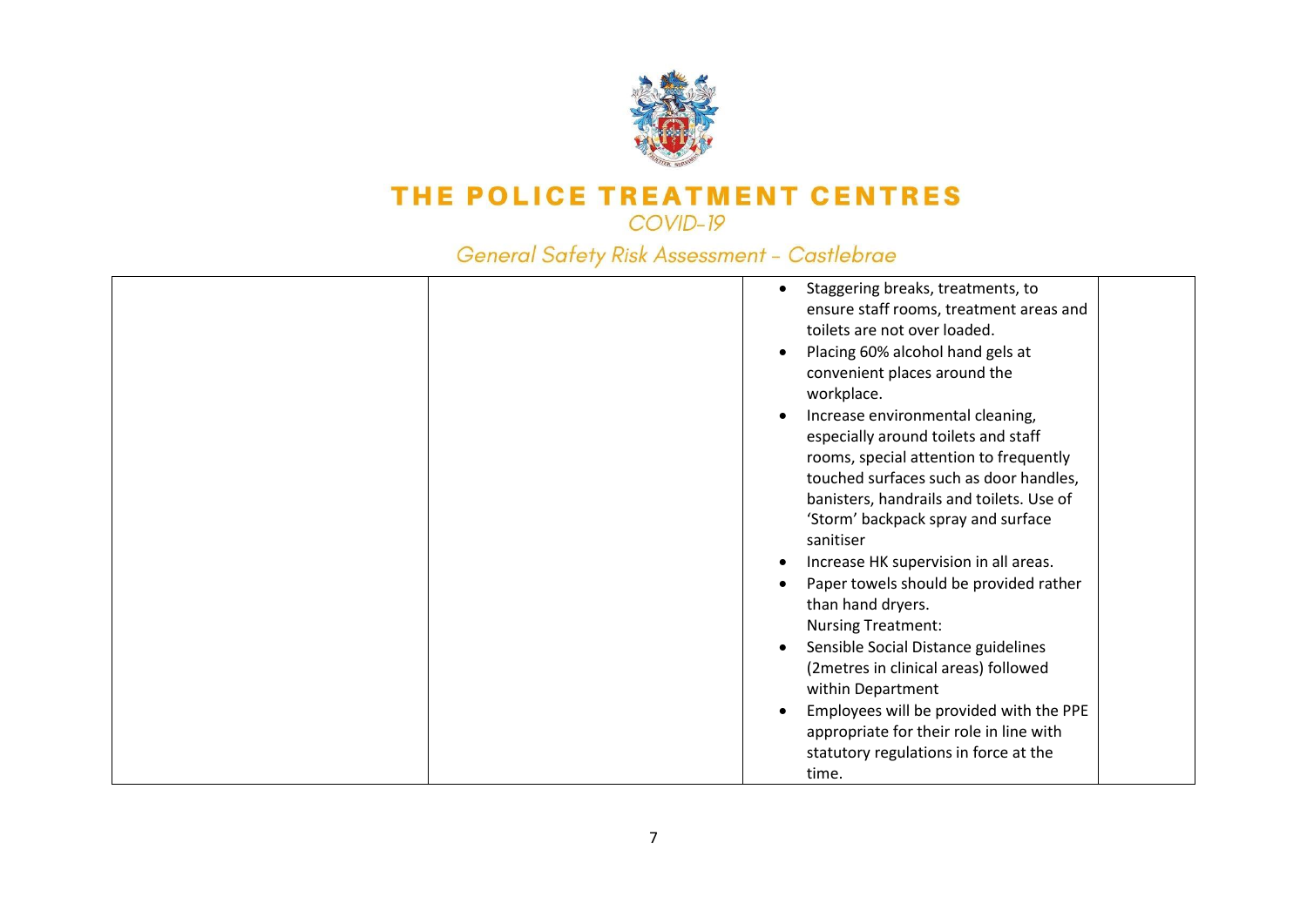| | | • Staggering breaks, treatments, to ensure staff rooms, treatment areas and toilets are not over loaded.<br>• Placing 60% alcohol hand gels at convenient places around the workplace.<br>• Increase environmental cleaning, especially around toilets and staff rooms, special attention to frequently touched surfaces such as door handles, banisters, handrails and toilets. Use of 'Storm' backpack spray and surface sanitiser<br>• Increase HK supervision in all areas.<br>• Paper towels should be provided rather than hand dryers.<br>Nursing Treatment:<br>• Sensible Social Distance guidelines (2metres in clinical areas) followed within Department<br>• Employees will be provided with the PPE appropriate for their role in line with statutory regulations in force at the time. | |
|---|---|---|---|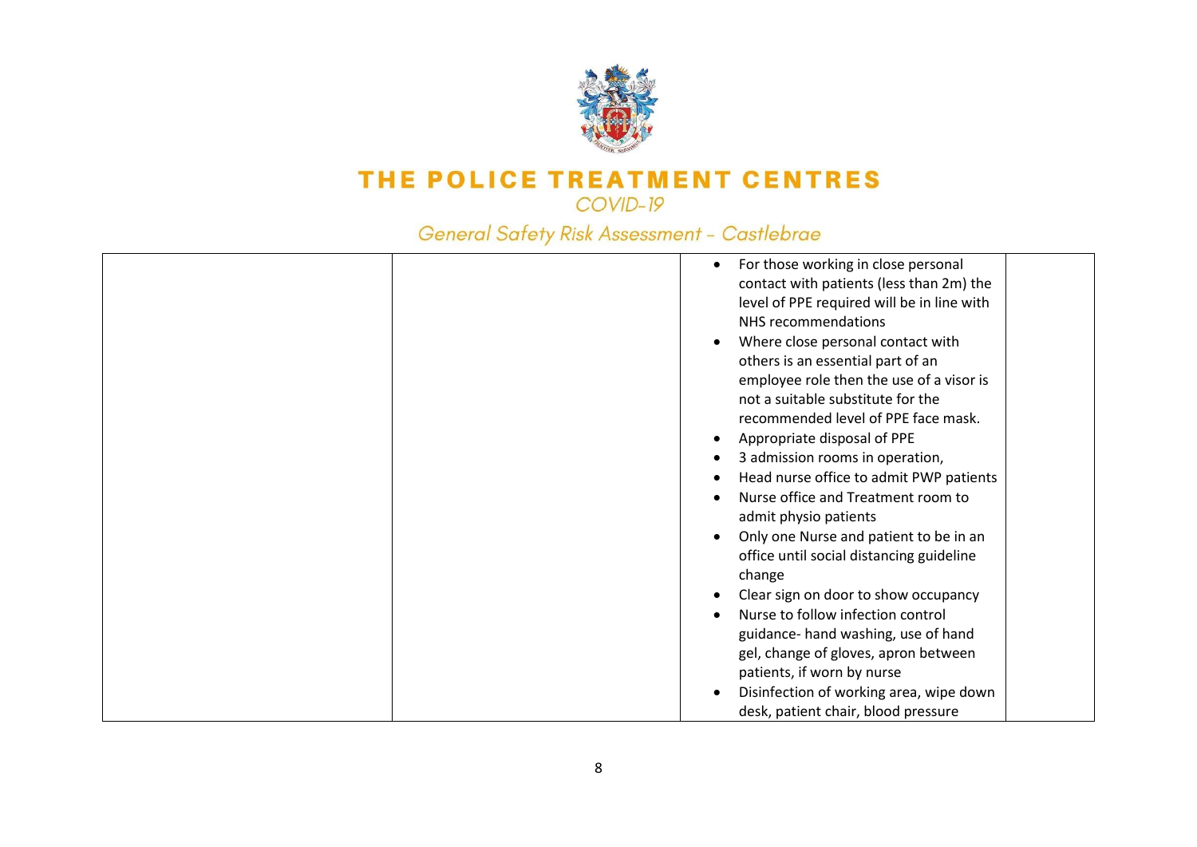| | | | |
|---|---|---|---|
| | | • For those working in close personal contact with patients (less than 2m) the level of PPE required will be in line with NHS recommendations<br>• Where close personal contact with others is an essential part of an employee role then the use of a visor is not a suitable substitute for the recommended level of PPE face mask.<br>• Appropriate disposal of PPE<br>• 3 admission rooms in operation,<br>• Head nurse office to admit PWP patients<br>• Nurse office and Treatment room to admit physio patients<br>• Only one Nurse and patient to be in an office until social distancing guideline change<br>• Clear sign on door to show occupancy<br>• Nurse to follow infection control guidance- hand washing, use of hand gel, change of gloves, apron between patients, if worn by nurse<br>• Disinfection of working area, wipe down desk, patient chair, blood pressure | |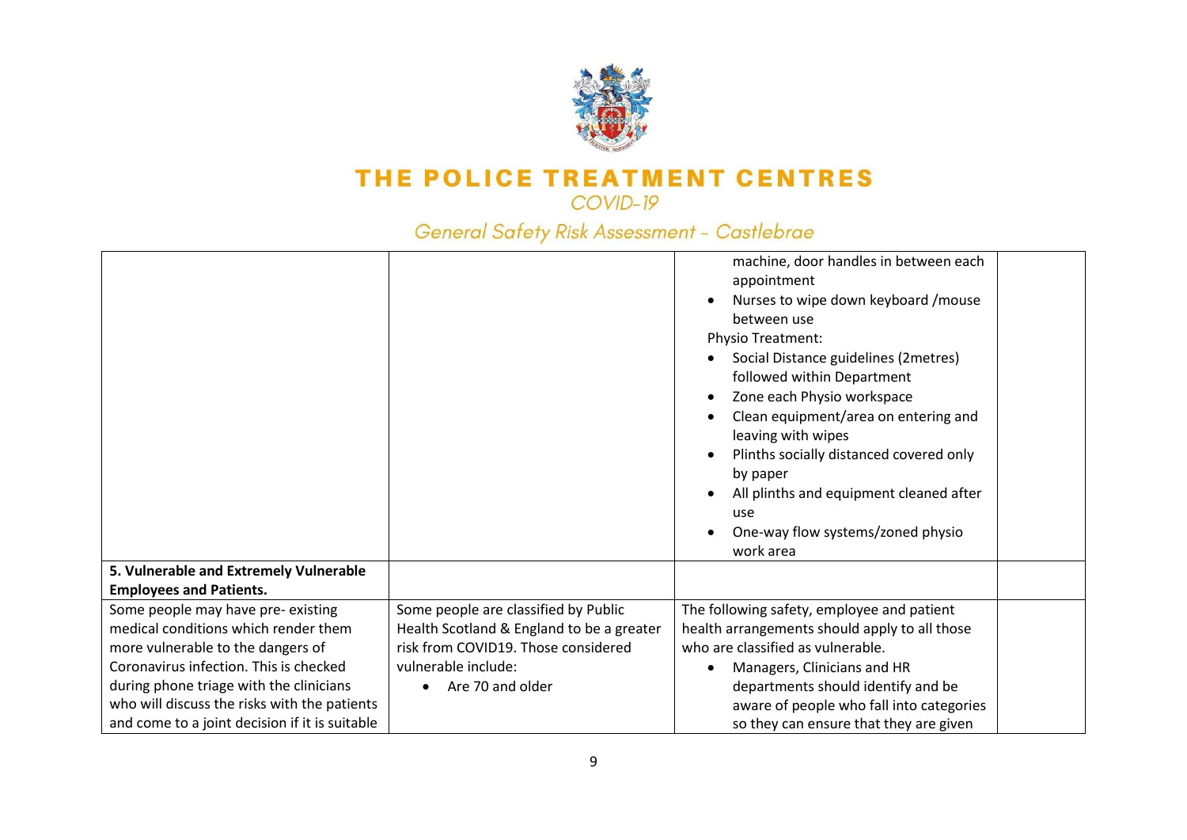| | | | |
|---|---|---|---|
| | | <ul><li>machine, door handles in between each appointment</li><li>Nurses to wipe down keyboard /mouse between use</li></ul>Physio Treatment:<ul><li>Social Distance guidelines (2metres) followed within Department</li><li>Zone each Physio workspace</li><li>Clean equipment/area on entering and leaving with wipes</li><li>Plinths socially distanced covered only by paper</li><li>All plinths and equipment cleaned after use</li><li>One-way flow systems/zoned physio work area</li></ul> | |
| **5. Vulnerable and Extremely Vulnerable Employees and Patients.** | | | |
| Some people may have pre- existing medical conditions which render them more vulnerable to the dangers of Coronavirus infection. This is checked during phone triage with the clinicians who will discuss the risks with the patients and come to a joint decision if it is suitable | Some people are classified by Public Health Scotland & England to be a greater risk from COVID19. Those considered vulnerable include:<ul><li>Are 70 and older</li></ul> | The following safety, employee and patient health arrangements should apply to all those who are classified as vulnerable.<ul><li>Managers, Clinicians and HR departments should identify and be aware of people who fall into categories so they can ensure that they are given</li></ul> | |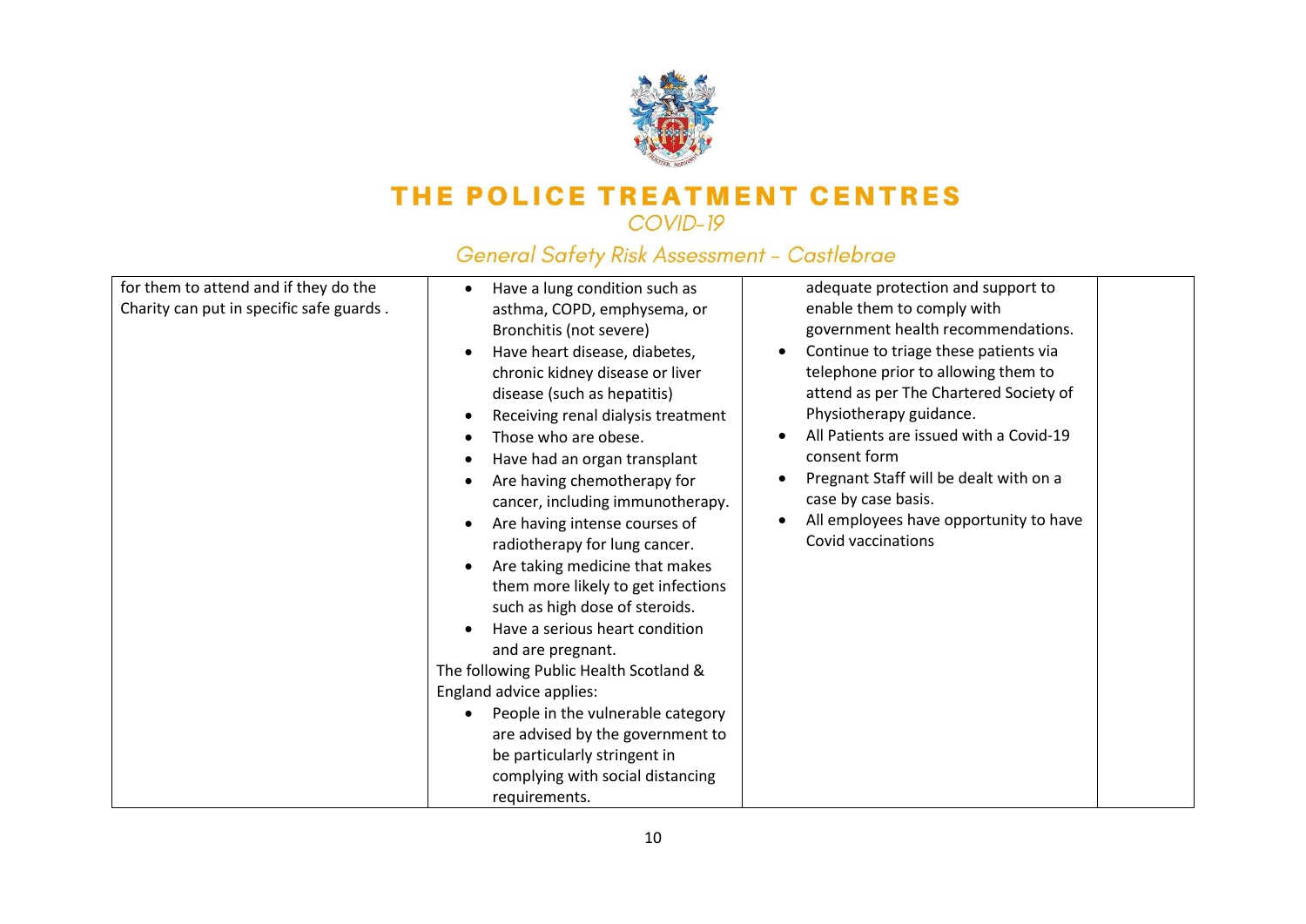| | | | |
|---|---|---|---|
| for them to attend and if they do the Charity can put in specific safe guards . | <ul><li>Have a lung condition such as asthma, COPD, emphysema, or Bronchitis (not severe)</li><li>Have heart disease, diabetes, chronic kidney disease or liver disease (such as hepatitis)</li><li>Receiving renal dialysis treatment</li><li>Those who are obese.</li><li>Have had an organ transplant</li><li>Are having chemotherapy for cancer, including immunotherapy.</li><li>Are having intense courses of radiotherapy for lung cancer.</li><li>Are taking medicine that makes them more likely to get infections such as high dose of steroids.</li><li>Have a serious heart condition and are pregnant.</li></ul>The following Public Health Scotland & England advice applies:<ul><li>People in the vulnerable category are advised by the government to be particularly stringent in complying with social distancing requirements.</li></ul> | adequate protection and support to enable them to comply with government health recommendations.<ul><li>Continue to triage these patients via telephone prior to allowing them to attend as per The Chartered Society of Physiotherapy guidance.</li><li>All Patients are issued with a Covid-19 consent form</li><li>Pregnant Staff will be dealt with on a case by case basis.</li><li>All employees have opportunity to have Covid vaccinations</li></ul> | |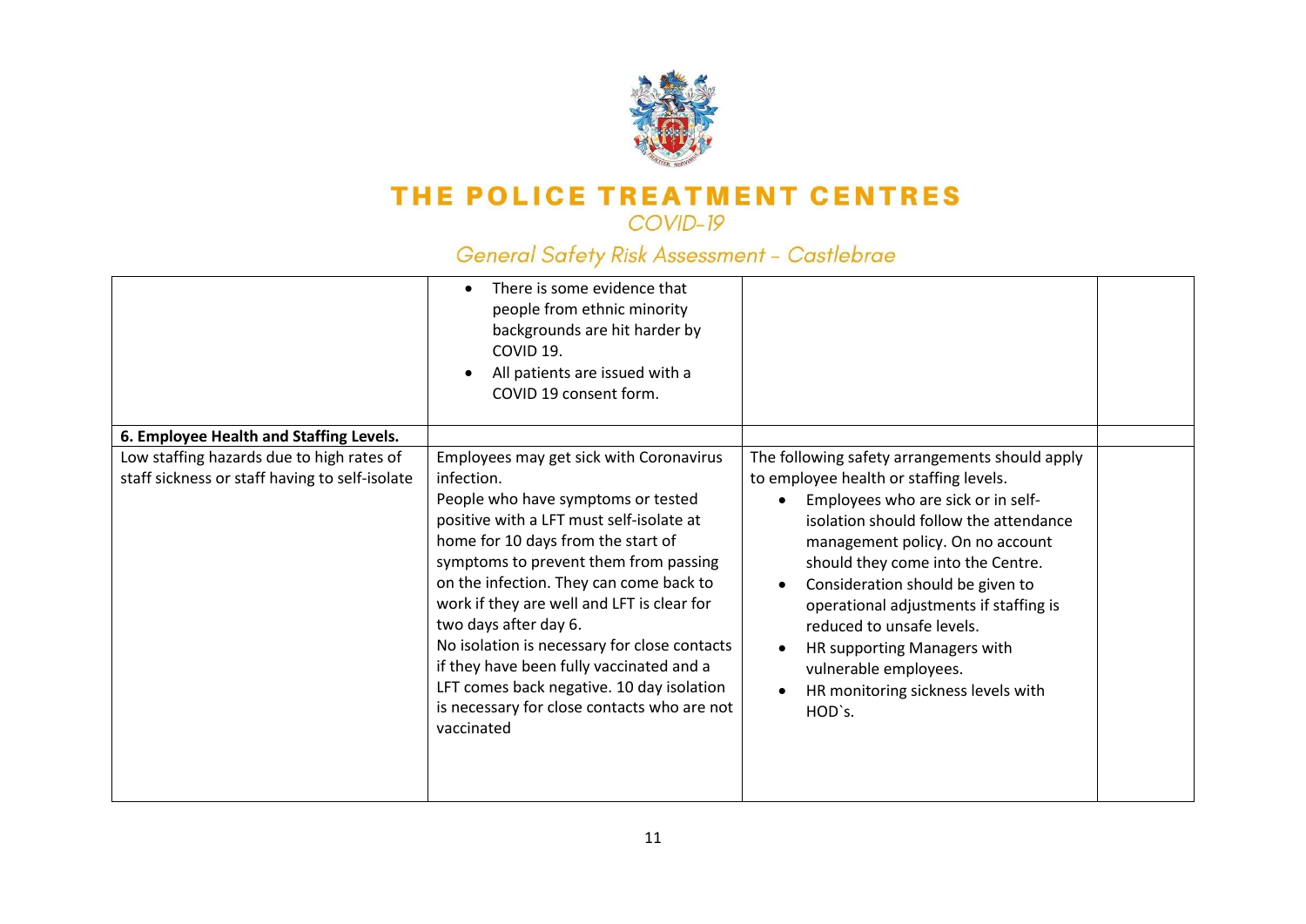| | | | |
|---|---|---|---|
| | • There is some evidence that people from ethnic minority backgrounds are hit harder by COVID 19.<br>• All patients are issued with a COVID 19 consent form. | | |
| **6. Employee Health and Staffing Levels.** | | | |
| Low staffing hazards due to high rates of staff sickness or staff having to self-isolate | Employees may get sick with Coronavirus infection.<br>People who have symptoms or tested positive with a LFT must self-isolate at home for 10 days from the start of symptoms to prevent them from passing on the infection. They can come back to work if they are well and LFT is clear for two days after day 6.<br>No isolation is necessary for close contacts if they have been fully vaccinated and a LFT comes back negative. 10 day isolation is necessary for close contacts who are not vaccinated | The following safety arrangements should apply to employee health or staffing levels.<br>• Employees who are sick or in self-isolation should follow the attendance management policy. On no account should they come into the Centre.<br>• Consideration should be given to operational adjustments if staffing is reduced to unsafe levels.<br>• HR supporting Managers with vulnerable employees.<br>• HR monitoring sickness levels with HOD`s. | |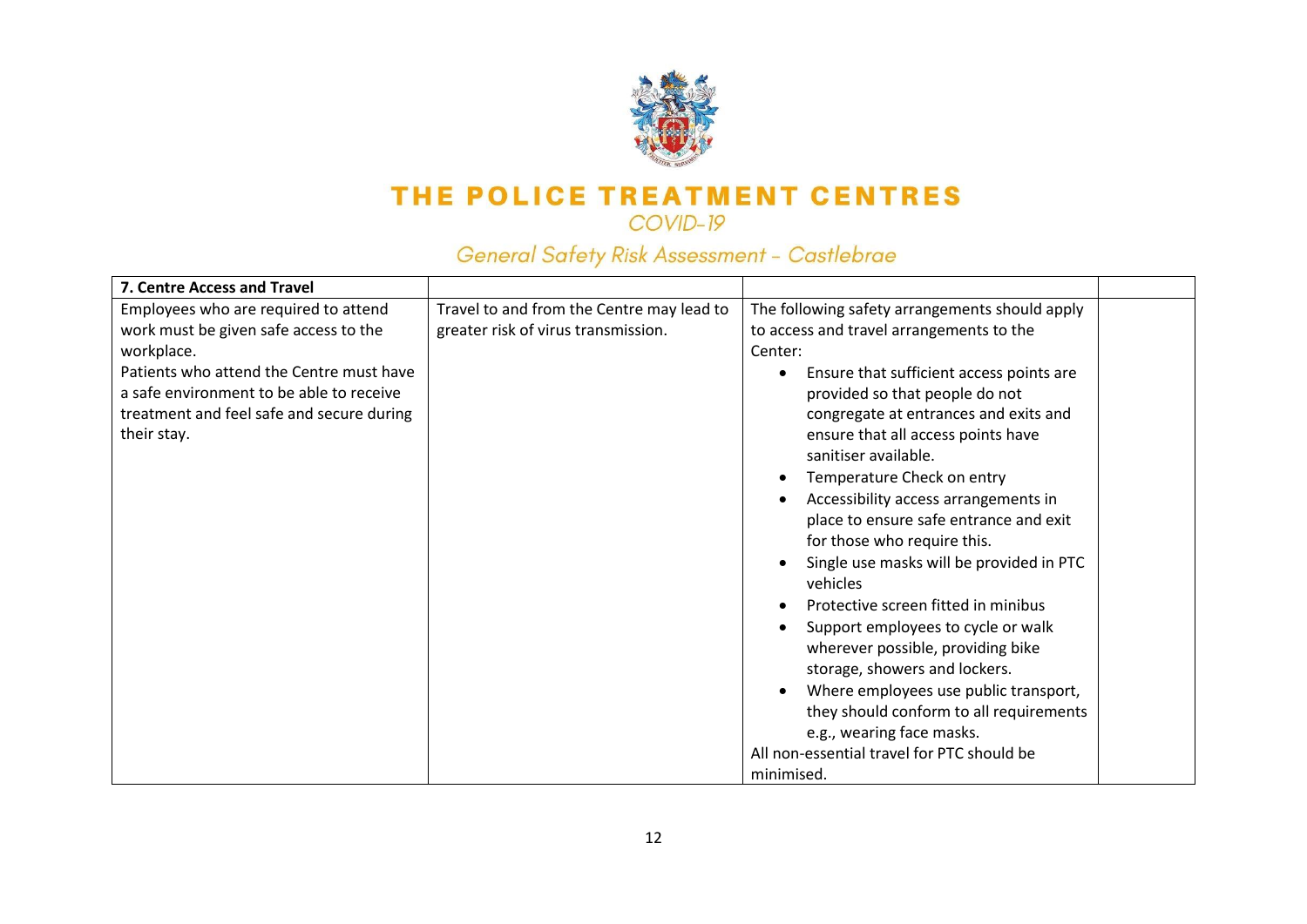# THE POLICE TREATMENT CENTRES

COVID-19

*General Safety Risk Assessment - Castlebrae*

| **7. Centre Access and Travel** | | | |
|---|---|---|---|
| Employees who are required to attend work must be given safe access to the workplace.<br>Patients who attend the Centre must have a safe environment to be able to receive treatment and feel safe and secure during their stay. | Travel to and from the Centre may lead to greater risk of virus transmission. | The following safety arrangements should apply to access and travel arrangements to the Center:<br>• Ensure that sufficient access points are provided so that people do not congregate at entrances and exits and ensure that all access points have sanitiser available.<br>• Temperature Check on entry<br>• Accessibility access arrangements in place to ensure safe entrance and exit for those who require this.<br>• Single use masks will be provided in PTC vehicles<br>• Protective screen fitted in minibus<br>• Support employees to cycle or walk wherever possible, providing bike storage, showers and lockers.<br>• Where employees use public transport, they should conform to all requirements e.g., wearing face masks.<br>All non-essential travel for PTC should be minimised. | |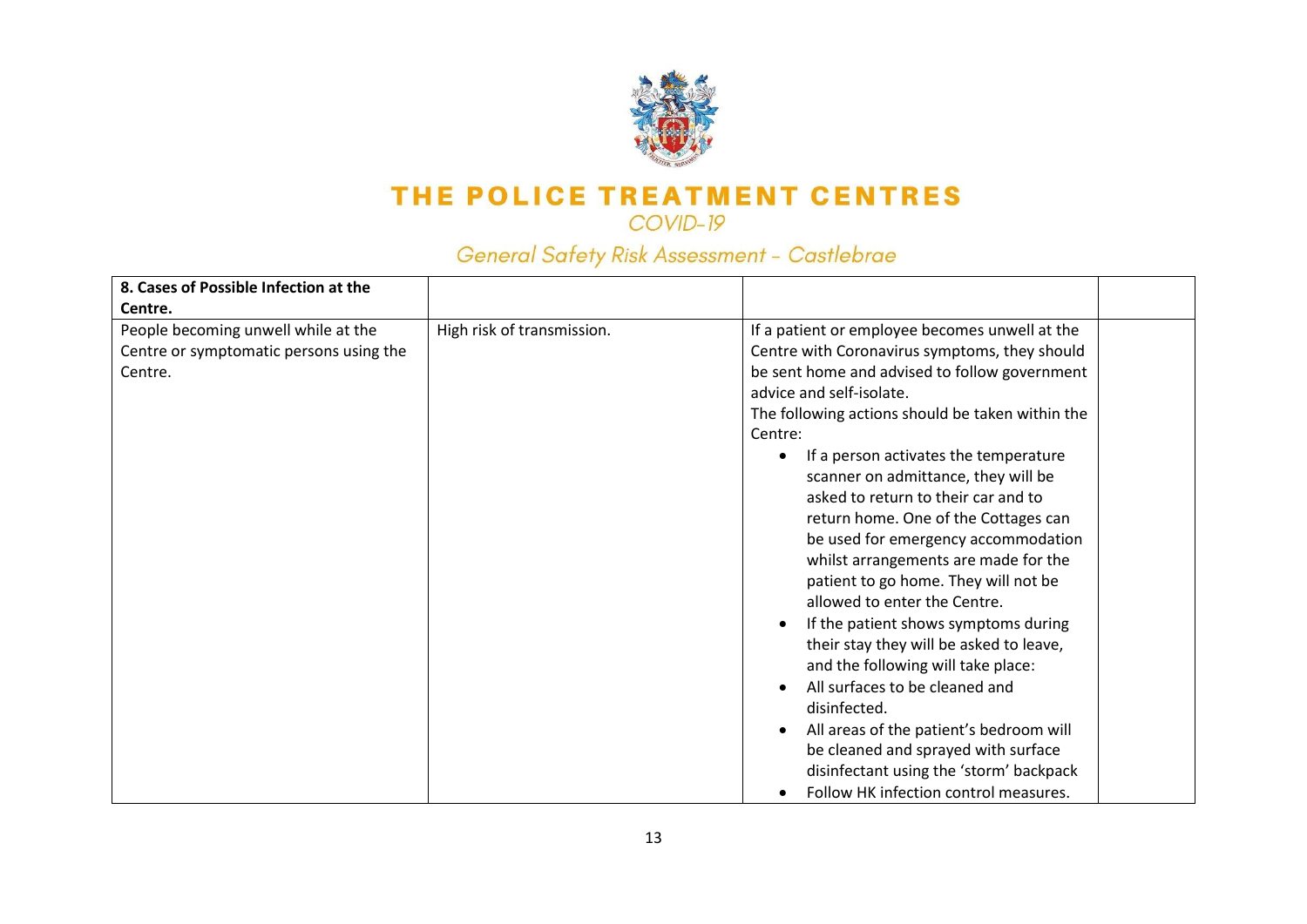# THE POLICE TREATMENT CENTRES

## COVID-19

### General Safety Risk Assessment - Castlebrae

| **8. Cases of Possible Infection at the Centre.** | | | |
|---|---|---|---|
| People becoming unwell while at the Centre or symptomatic persons using the Centre. | High risk of transmission. | If a patient or employee becomes unwell at the Centre with Coronavirus symptoms, they should be sent home and advised to follow government advice and self-isolate.<br>The following actions should be taken within the Centre:<br>• If a person activates the temperature scanner on admittance, they will be asked to return to their car and to return home. One of the Cottages can be used for emergency accommodation whilst arrangements are made for the patient to go home. They will not be allowed to enter the Centre.<br>• If the patient shows symptoms during their stay they will be asked to leave, and the following will take place:<br>• All surfaces to be cleaned and disinfected.<br>• All areas of the patient's bedroom will be cleaned and sprayed with surface disinfectant using the 'storm' backpack<br>• Follow HK infection control measures. | |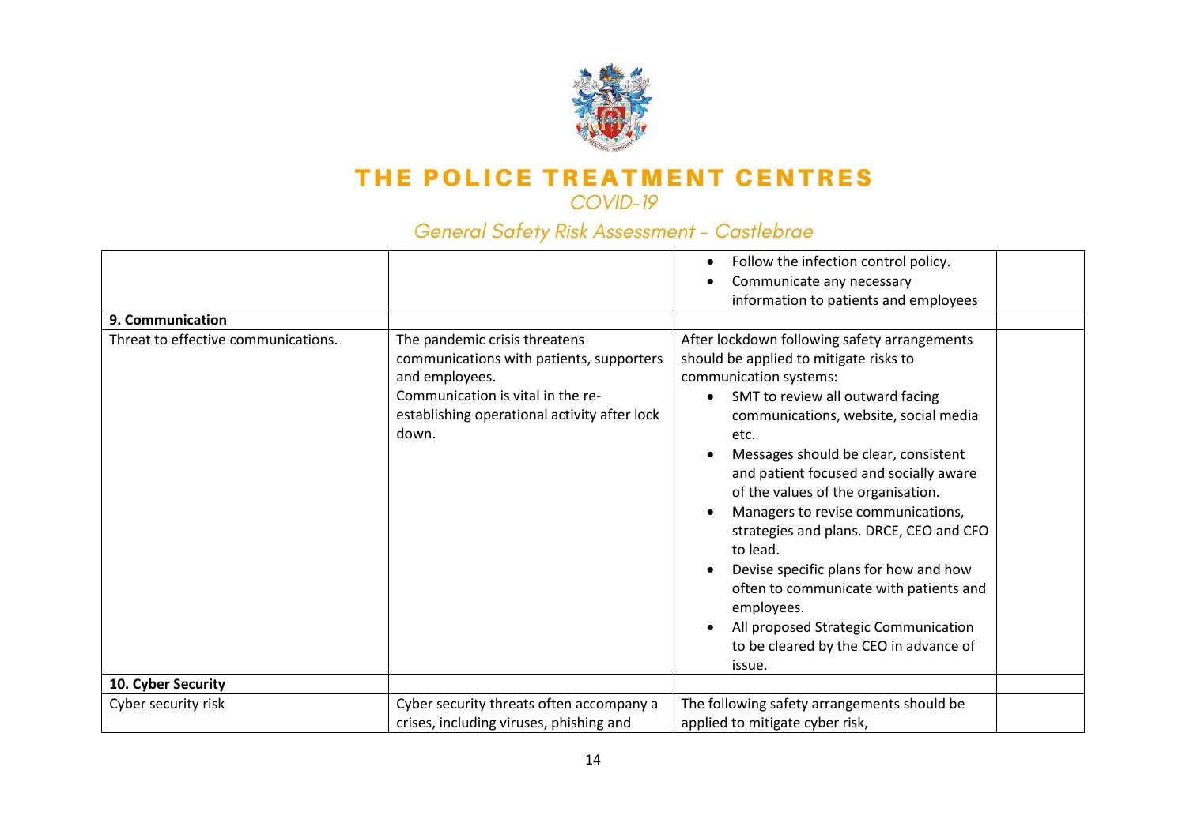| | | | |
|---|---|---|---|
| | | • Follow the infection control policy.<br>• Communicate any necessary information to patients and employees | |
| **9. Communication** | | | |
| Threat to effective communications. | The pandemic crisis threatens communications with patients, supporters and employees.<br>Communication is vital in the re-establishing operational activity after lock down. | After lockdown following safety arrangements should be applied to mitigate risks to communication systems:<br>• SMT to review all outward facing communications, website, social media etc.<br>• Messages should be clear, consistent and patient focused and socially aware of the values of the organisation.<br>• Managers to revise communications, strategies and plans. DRCE, CEO and CFO to lead.<br>• Devise specific plans for how and how often to communicate with patients and employees.<br>• All proposed Strategic Communication to be cleared by the CEO in advance of issue. | |
| **10. Cyber Security** | | | |
| Cyber security risk | Cyber security threats often accompany a crises, including viruses, phishing and | The following safety arrangements should be applied to mitigate cyber risk, | |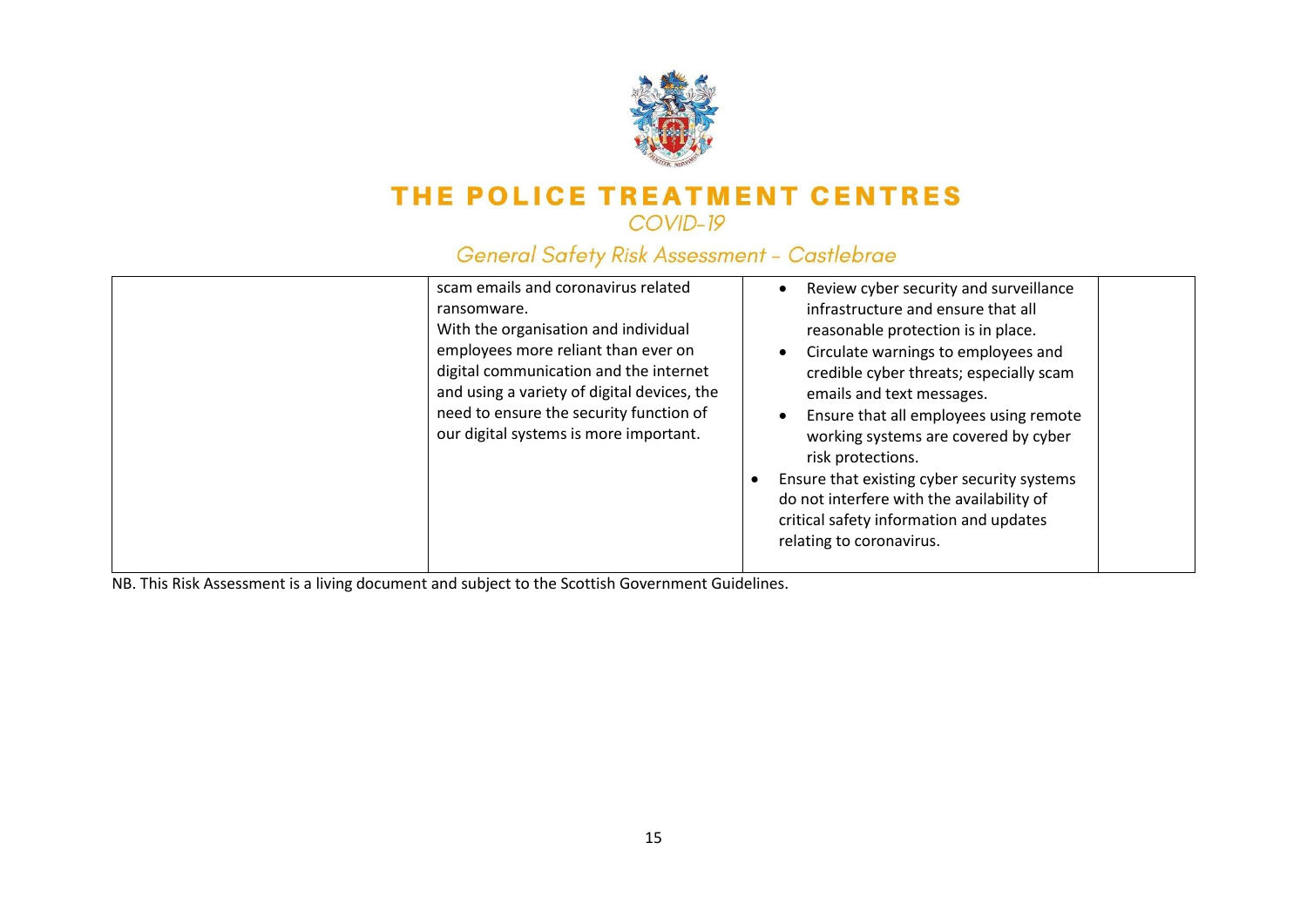# THE POLICE TREATMENT CENTRES

*COVID-19*

## *General Safety Risk Assessment - Castlebrae*

| | | | |
|---|---|---|---|
| | scam emails and coronavirus related ransomware.<br>With the organisation and individual employees more reliant than ever on digital communication and the internet and using a variety of digital devices, the need to ensure the security function of our digital systems is more important. | • Review cyber security and surveillance infrastructure and ensure that all reasonable protection is in place.<br>• Circulate warnings to employees and credible cyber threats; especially scam emails and text messages.<br>• Ensure that all employees using remote working systems are covered by cyber risk protections.<br>• Ensure that existing cyber security systems do not interfere with the availability of critical safety information and updates relating to coronavirus. | |

NB. This Risk Assessment is a living document and subject to the Scottish Government Guidelines.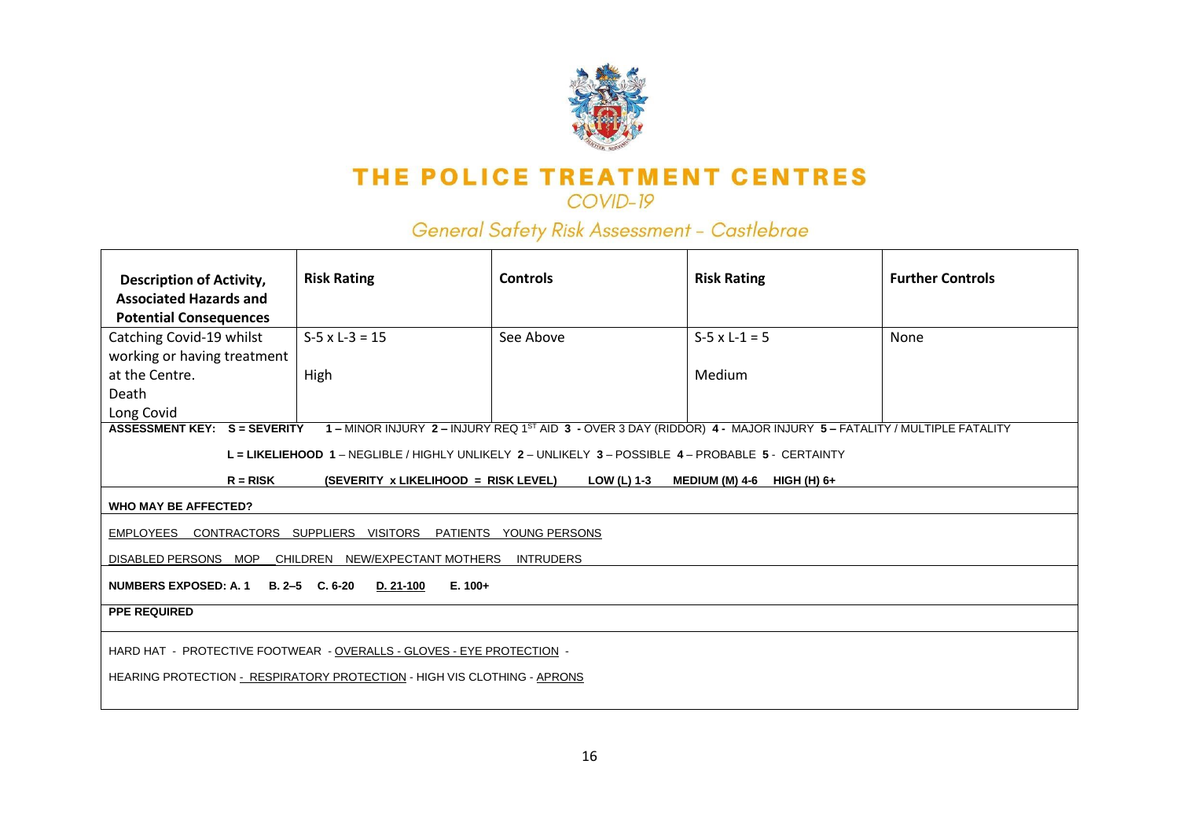# THE POLICE TREATMENT CENTRES

*COVID-19*

*General Safety Risk Assessment - Castlebrae*

| Description of Activity, Associated Hazards and Potential Consequences | Risk Rating | Controls | Risk Rating | Further Controls |
|---|---|---|---|---|
| Catching Covid-19 whilst working or having treatment at the Centre.<br>Death<br>Long Covid | S-5 x L-3 = 15<br><br>High | See Above | S-5 x L-1 = 5<br><br>Medium | None |

**ASSESSMENT KEY: S = SEVERITY** **1 –** MINOR INJURY **2 –** INJURY REQ 1ST AID **3 -** OVER 3 DAY (RIDDOR) **4 -** MAJOR INJURY **5 –** FATALITY / MULTIPLE FATALITY

**L = LIKELIEHOOD 1** – NEGLIBLE / HIGHLY UNLIKELY **2** – UNLIKELY **3** – POSSIBLE **4** – PROBABLE **5** - CERTAINTY

**R = RISK (SEVERITY x LIKELIHOOD = RISK LEVEL) LOW (L) 1-3 MEDIUM (M) 4-6 HIGH (H) 6+**

**WHO MAY BE AFFECTED?**

EMPLOYEES CONTRACTORS SUPPLIERS VISITORS PATIENTS YOUNG PERSONS

DISABLED PERSONS MOP CHILDREN NEW/EXPECTANT MOTHERS INTRUDERS

**NUMBERS EXPOSED: A. 1 B. 2–5 C. 6-20 D. 21-100 E. 100+**

**PPE REQUIRED**

HARD HAT - PROTECTIVE FOOTWEAR - OVERALLS - GLOVES - EYE PROTECTION -

HEARING PROTECTION - RESPIRATORY PROTECTION - HIGH VIS CLOTHING - APRONS